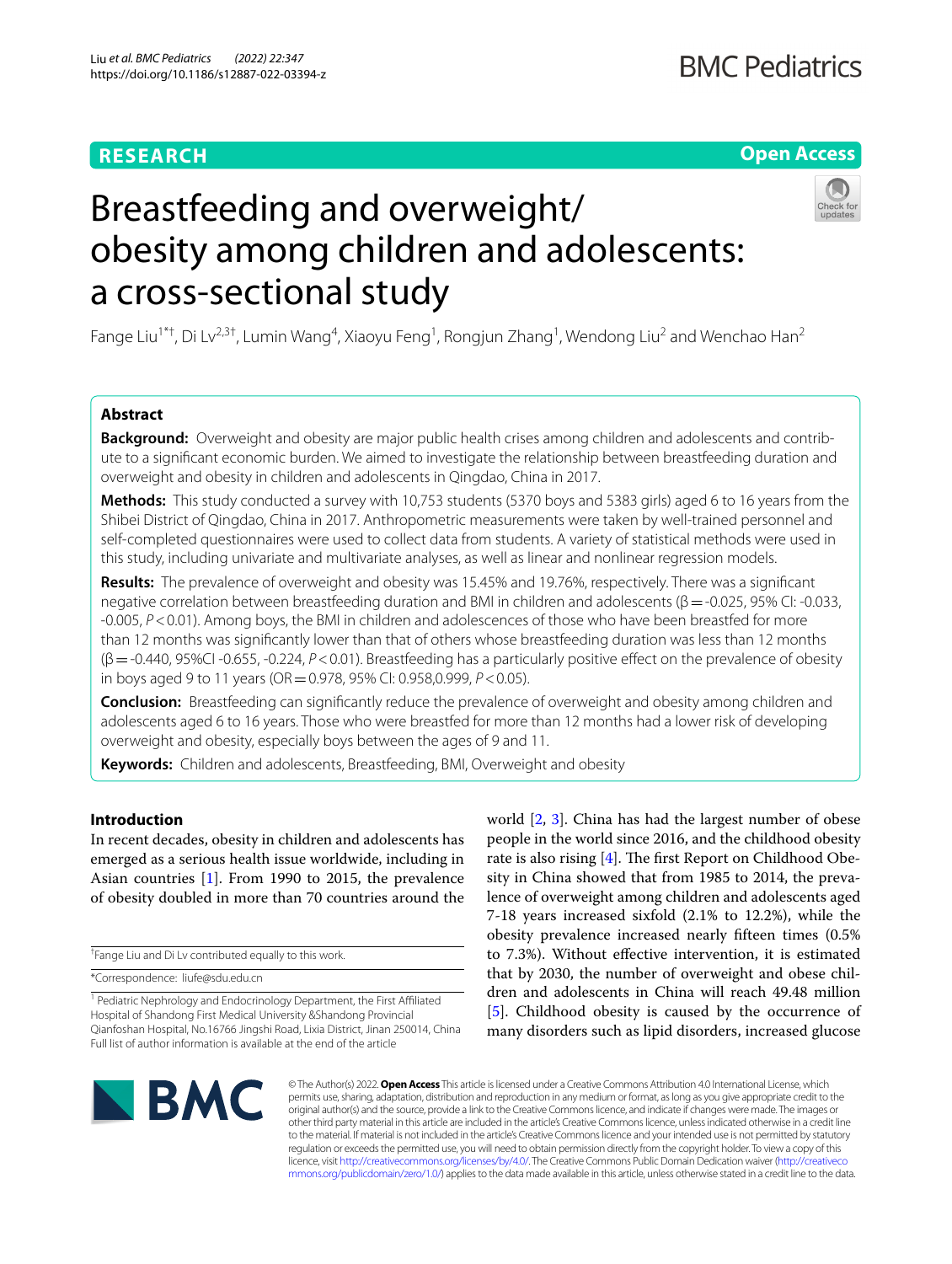RESEARCH

Open Access

# Breastfeeding and overweight/obesity among children and adolescents: a cross-sectional study

Fange Liu[1*†], Di Lv[2,3†], Lumin Wang[4], Xiaoyu Feng[1], Rongjun Zhang[1], Wendong Liu[2] and Wenchao Han[2]

## Abstract

**Background:** Overweight and obesity are major public health crises among children and adolescents and contribute to a significant economic burden. We aimed to investigate the relationship between breastfeeding duration and overweight and obesity in children and adolescents in Qingdao, China in 2017.

**Methods:** This study conducted a survey with 10,753 students (5370 boys and 5383 girls) aged 6 to 16 years from the Shibei District of Qingdao, China in 2017. Anthropometric measurements were taken by well-trained personnel and self-completed questionnaires were used to collect data from students. A variety of statistical methods were used in this study, including univariate and multivariate analyses, as well as linear and nonlinear regression models.

**Results:** The prevalence of overweight and obesity was 15.45% and 19.76%, respectively. There was a significant negative correlation between breastfeeding duration and BMI in children and adolescents (β = -0.025, 95% CI: -0.033, -0.005, $P < 0.01$). Among boys, the BMI in children and adolescences of those who have been breastfed for more than 12 months was significantly lower than that of others whose breastfeeding duration was less than 12 months (β = -0.440, 95%CI -0.655, -0.224, $P < 0.01$). Breastfeeding has a particularly positive effect on the prevalence of obesity in boys aged 9 to 11 years (OR = 0.978, 95% CI: 0.958,0.999, $P < 0.05$).

**Conclusion:** Breastfeeding can significantly reduce the prevalence of overweight and obesity among children and adolescents aged 6 to 16 years. Those who were breastfed for more than 12 months had a lower risk of developing overweight and obesity, especially boys between the ages of 9 and 11.

**Keywords:** Children and adolescents, Breastfeeding, BMI, Overweight and obesity

## Introduction

In recent decades, obesity in children and adolescents has emerged as a serious health issue worldwide, including in Asian countries [1]. From 1990 to 2015, the prevalence of obesity doubled in more than 70 countries around the world [2, 3]. China has had the largest number of obese people in the world since 2016, and the childhood obesity rate is also rising [4]. The first Report on Childhood Obesity in China showed that from 1985 to 2014, the prevalence of overweight among children and adolescents aged 7-18 years increased sixfold (2.1% to 12.2%), while the obesity prevalence increased nearly fifteen times (0.5% to 7.3%). Without effective intervention, it is estimated that by 2030, the number of overweight and obese children and adolescents in China will reach 49.48 million [5]. Childhood obesity is caused by the occurrence of many disorders such as lipid disorders, increased glucose

†Fange Liu and Di Lv contributed equally to this work.

*Correspondence: liufe@sdu.edu.cn

[1] Pediatric Nephrology and Endocrinology Department, the First Affiliated Hospital of Shandong First Medical University &Shandong Provincial Qianfoshan Hospital, No.16766 Jingshi Road, Lixia District, Jinan 250014, China
Full list of author information is available at the end of the article

© The Author(s) 2022. **Open Access** This article is licensed under a Creative Commons Attribution 4.0 International License, which permits use, sharing, adaptation, distribution and reproduction in any medium or format, as long as you give appropriate credit to the original author(s) and the source, provide a link to the Creative Commons licence, and indicate if changes were made. The images or other third party material in this article are included in the article's Creative Commons licence, unless indicated otherwise in a credit line to the material. If material is not included in the article's Creative Commons licence and your intended use is not permitted by statutory regulation or exceeds the permitted use, you will need to obtain permission directly from the copyright holder. To view a copy of this licence, visit http://creativecommons.org/licenses/by/4.0/. The Creative Commons Public Domain Dedication waiver (http://creativecommons.org/publicdomain/zero/1.0/) applies to the data made available in this article, unless otherwise stated in a credit line to the data.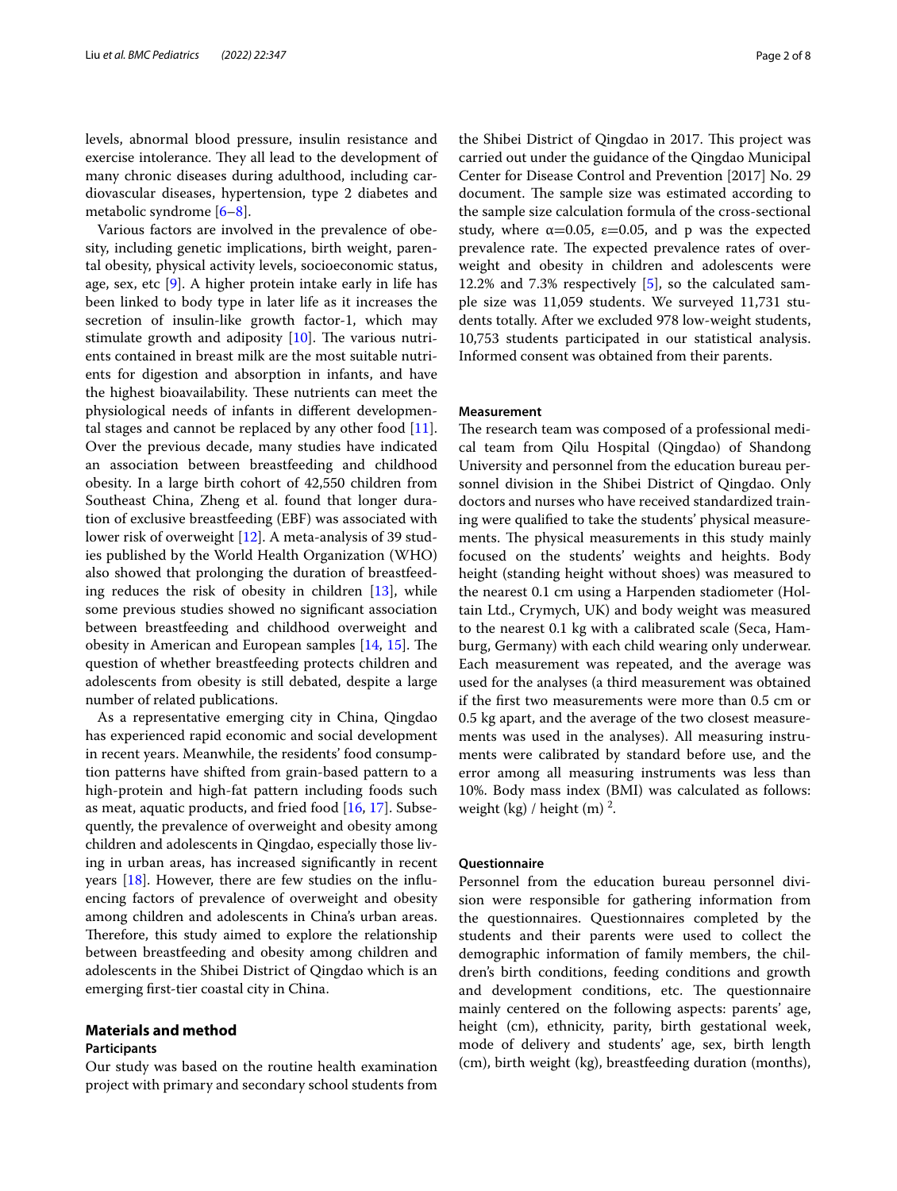levels, abnormal blood pressure, insulin resistance and exercise intolerance. They all lead to the development of many chronic diseases during adulthood, including cardiovascular diseases, hypertension, type 2 diabetes and metabolic syndrome [6–8].

Various factors are involved in the prevalence of obesity, including genetic implications, birth weight, parental obesity, physical activity levels, socioeconomic status, age, sex, etc [9]. A higher protein intake early in life has been linked to body type in later life as it increases the secretion of insulin-like growth factor-1, which may stimulate growth and adiposity [10]. The various nutrients contained in breast milk are the most suitable nutrients for digestion and absorption in infants, and have the highest bioavailability. These nutrients can meet the physiological needs of infants in different developmental stages and cannot be replaced by any other food [11]. Over the previous decade, many studies have indicated an association between breastfeeding and childhood obesity. In a large birth cohort of 42,550 children from Southeast China, Zheng et al. found that longer duration of exclusive breastfeeding (EBF) was associated with lower risk of overweight [12]. A meta-analysis of 39 studies published by the World Health Organization (WHO) also showed that prolonging the duration of breastfeeding reduces the risk of obesity in children [13], while some previous studies showed no significant association between breastfeeding and childhood overweight and obesity in American and European samples [14, 15]. The question of whether breastfeeding protects children and adolescents from obesity is still debated, despite a large number of related publications.

As a representative emerging city in China, Qingdao has experienced rapid economic and social development in recent years. Meanwhile, the residents' food consumption patterns have shifted from grain-based pattern to a high-protein and high-fat pattern including foods such as meat, aquatic products, and fried food [16, 17]. Subsequently, the prevalence of overweight and obesity among children and adolescents in Qingdao, especially those living in urban areas, has increased significantly in recent years [18]. However, there are few studies on the influencing factors of prevalence of overweight and obesity among children and adolescents in China's urban areas. Therefore, this study aimed to explore the relationship between breastfeeding and obesity among children and adolescents in the Shibei District of Qingdao which is an emerging first-tier coastal city in China.

## Materials and method

### Participants

Our study was based on the routine health examination project with primary and secondary school students from the Shibei District of Qingdao in 2017. This project was carried out under the guidance of the Qingdao Municipal Center for Disease Control and Prevention [2017] No. 29 document. The sample size was estimated according to the sample size calculation formula of the cross-sectional study, where $\alpha$=0.05, $\varepsilon$=0.05, and p was the expected prevalence rate. The expected prevalence rates of overweight and obesity in children and adolescents were 12.2% and 7.3% respectively [5], so the calculated sample size was 11,059 students. We surveyed 11,731 students totally. After we excluded 978 low-weight students, 10,753 students participated in our statistical analysis. Informed consent was obtained from their parents.

### Measurement

The research team was composed of a professional medical team from Qilu Hospital (Qingdao) of Shandong University and personnel from the education bureau personnel division in the Shibei District of Qingdao. Only doctors and nurses who have received standardized training were qualified to take the students' physical measurements. The physical measurements in this study mainly focused on the students' weights and heights. Body height (standing height without shoes) was measured to the nearest 0.1 cm using a Harpenden stadiometer (Holtain Ltd., Crymych, UK) and body weight was measured to the nearest 0.1 kg with a calibrated scale (Seca, Hamburg, Germany) with each child wearing only underwear. Each measurement was repeated, and the average was used for the analyses (a third measurement was obtained if the first two measurements were more than 0.5 cm or 0.5 kg apart, and the average of the two closest measurements was used in the analyses). All measuring instruments were calibrated by standard before use, and the error among all measuring instruments was less than 10%. Body mass index (BMI) was calculated as follows: weight (kg) / height (m) $^2$.

### Questionnaire

Personnel from the education bureau personnel division were responsible for gathering information from the questionnaires. Questionnaires completed by the students and their parents were used to collect the demographic information of family members, the children's birth conditions, feeding conditions and growth and development conditions, etc. The questionnaire mainly centered on the following aspects: parents' age, height (cm), ethnicity, parity, birth gestational week, mode of delivery and students' age, sex, birth length (cm), birth weight (kg), breastfeeding duration (months),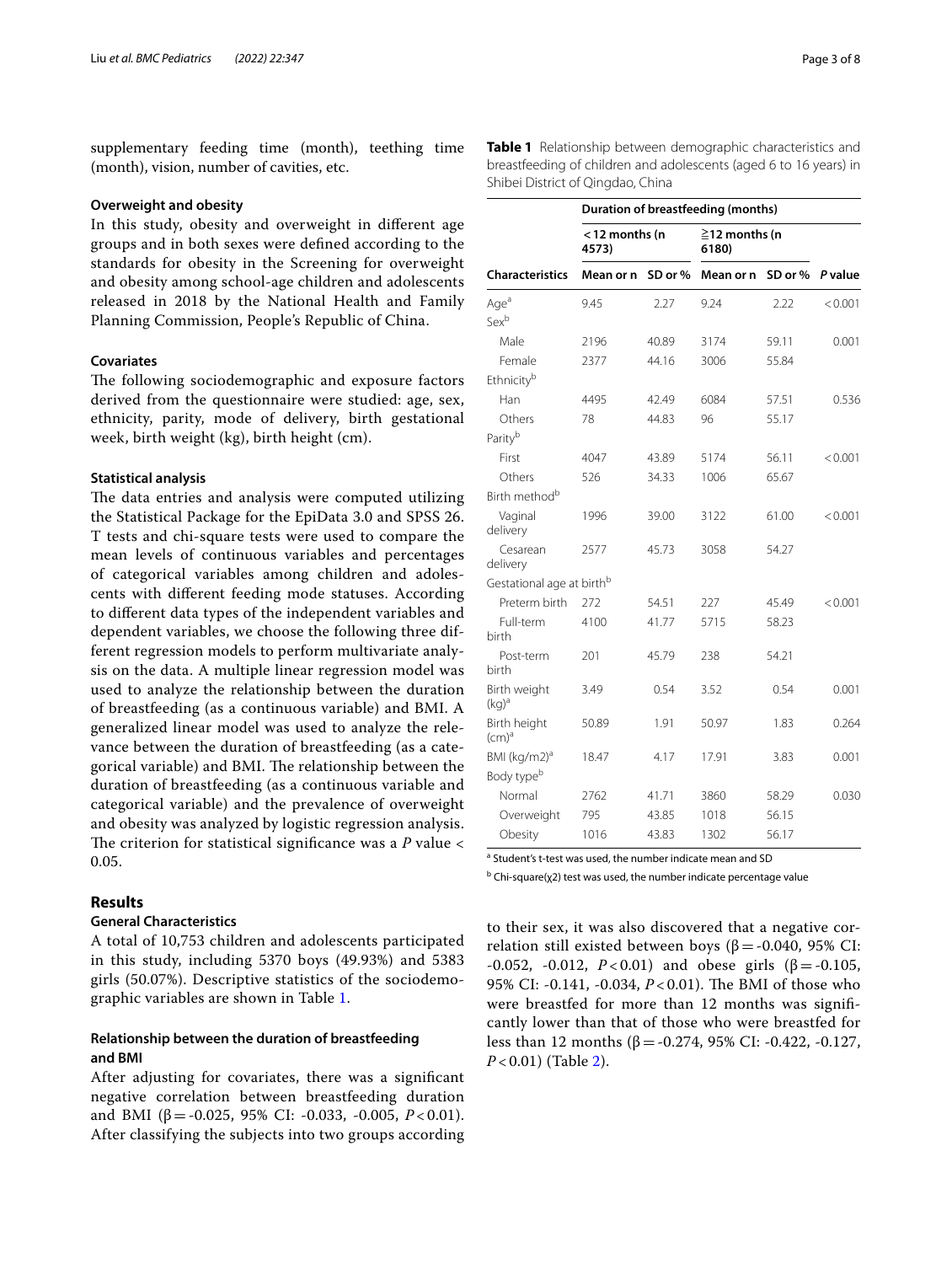supplementary feeding time (month), teething time (month), vision, number of cavities, etc.

### Overweight and obesity

In this study, obesity and overweight in different age groups and in both sexes were defined according to the standards for obesity in the Screening for overweight and obesity among school-age children and adolescents released in 2018 by the National Health and Family Planning Commission, People's Republic of China.

### Covariates

The following sociodemographic and exposure factors derived from the questionnaire were studied: age, sex, ethnicity, parity, mode of delivery, birth gestational week, birth weight (kg), birth height (cm).

### Statistical analysis

The data entries and analysis were computed utilizing the Statistical Package for the EpiData 3.0 and SPSS 26. T tests and chi-square tests were used to compare the mean levels of continuous variables and percentages of categorical variables among children and adolescents with different feeding mode statuses. According to different data types of the independent variables and dependent variables, we choose the following three different regression models to perform multivariate analysis on the data. A multiple linear regression model was used to analyze the relationship between the duration of breastfeeding (as a continuous variable) and BMI. A generalized linear model was used to analyze the relevance between the duration of breastfeeding (as a categorical variable) and BMI. The relationship between the duration of breastfeeding (as a continuous variable and categorical variable) and the prevalence of overweight and obesity was analyzed by logistic regression analysis. The criterion for statistical significance was a *P* value < 0.05.

## Results

### General Characteristics

A total of 10,753 children and adolescents participated in this study, including 5370 boys (49.93%) and 5383 girls (50.07%). Descriptive statistics of the sociodemographic variables are shown in Table 1.

**Table 1** Relationship between demographic characteristics and breastfeeding of children and adolescents (aged 6 to 16 years) in Shibei District of Qingdao, China

| | Duration of breastfeeding (months) | | | | |
|---|---|---|---|---|---|
| | <12 months (n 4573) | | ≧12 months (n 6180) | | |
| **Characteristics** | **Mean or n** | **SD or %** | **Mean or n** | **SD or %** | ***P* value** |
| Age[a] | 9.45 | 2.27 | 9.24 | 2.22 | <0.001 |
| Sex[b] | | | | | |
| Male | 2196 | 40.89 | 3174 | 59.11 | 0.001 |
| Female | 2377 | 44.16 | 3006 | 55.84 | |
| Ethnicity[b] | | | | | |
| Han | 4495 | 42.49 | 6084 | 57.51 | 0.536 |
| Others | 78 | 44.83 | 96 | 55.17 | |
| Parity[b] | | | | | |
| First | 4047 | 43.89 | 5174 | 56.11 | <0.001 |
| Others | 526 | 34.33 | 1006 | 65.67 | |
| Birth method[b] | | | | | |
| Vaginal delivery | 1996 | 39.00 | 3122 | 61.00 | <0.001 |
| Cesarean delivery | 2577 | 45.73 | 3058 | 54.27 | |
| Gestational age at birth[b] | | | | | |
| Preterm birth | 272 | 54.51 | 227 | 45.49 | <0.001 |
| Full-term birth | 4100 | 41.77 | 5715 | 58.23 | |
| Post-term birth | 201 | 45.79 | 238 | 54.21 | |
| Birth weight (kg)[a] | 3.49 | 0.54 | 3.52 | 0.54 | 0.001 |
| Birth height (cm)[a] | 50.89 | 1.91 | 50.97 | 1.83 | 0.264 |
| BMI (kg/m2)[a] | 18.47 | 4.17 | 17.91 | 3.83 | 0.001 |
| Body type[b] | | | | | |
| Normal | 2762 | 41.71 | 3860 | 58.29 | 0.030 |
| Overweight | 795 | 43.85 | 1018 | 56.15 | |
| Obesity | 1016 | 43.83 | 1302 | 56.17 | |

[a] Student's t-test was used, the number indicate mean and SD

[b] Chi-square(χ2) test was used, the number indicate percentage value

### Relationship between the duration of breastfeeding and BMI

After adjusting for covariates, there was a significant negative correlation between breastfeeding duration and BMI (β = -0.025, 95% CI: -0.033, -0.005, *P* < 0.01). After classifying the subjects into two groups according to their sex, it was also discovered that a negative correlation still existed between boys (β = -0.040, 95% CI: -0.052, -0.012, *P* < 0.01) and obese girls (β = -0.105, 95% CI: -0.141, -0.034, *P* < 0.01). The BMI of those who were breastfed for more than 12 months was significantly lower than that of those who were breastfed for less than 12 months (β = -0.274, 95% CI: -0.422, -0.127, *P* < 0.01) (Table 2).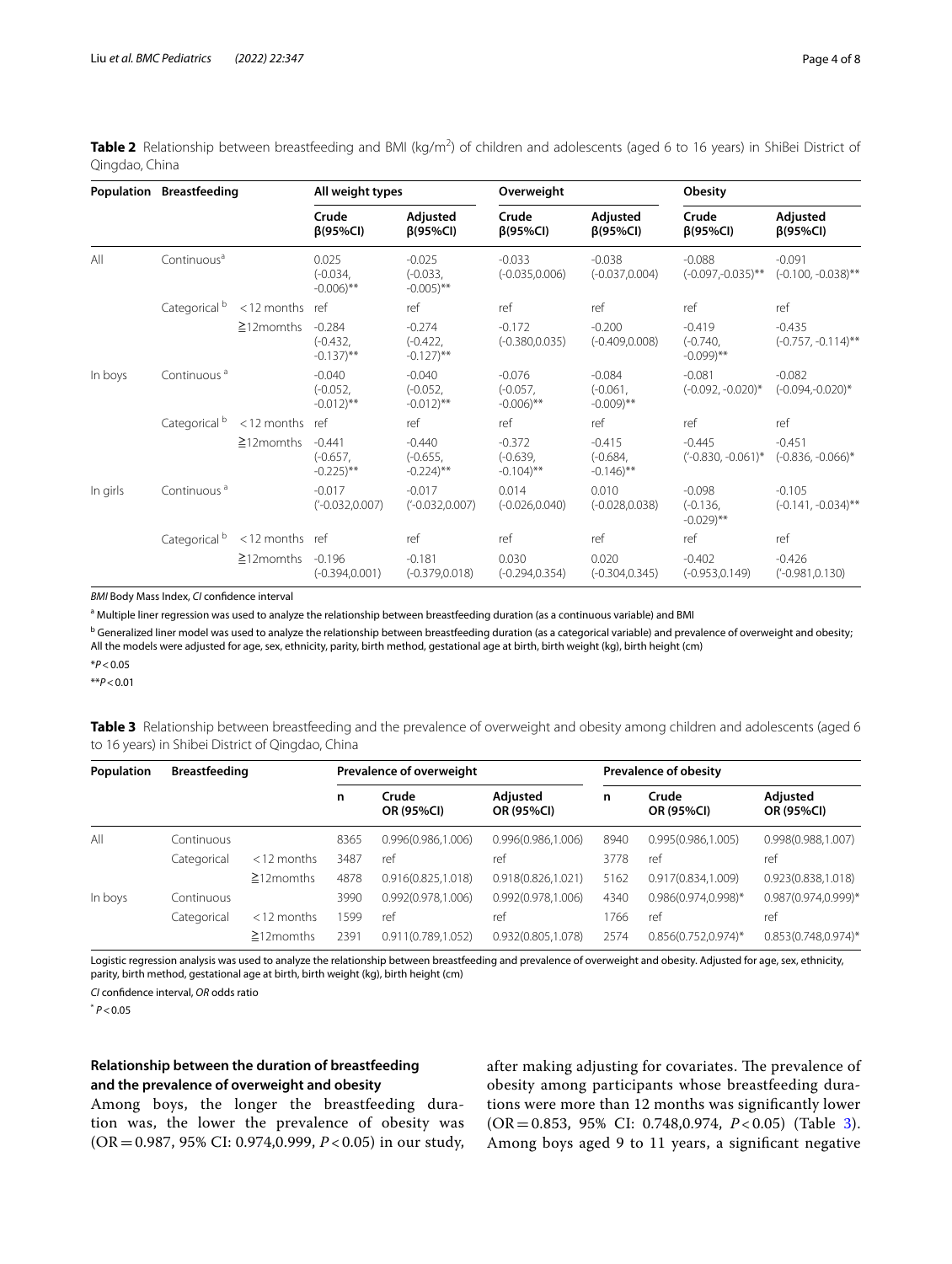**Table 2** Relationship between breastfeeding and BMI (kg/m$^2$) of children and adolescents (aged 6 to 16 years) in ShiBei District of Qingdao, China

| Population | Breastfeeding | | All weight types | | Overweight | | Obesity | |
|---|---|---|---|---|---|---|---|---|
| | | | Crude β(95%CI) | Adjusted β(95%CI) | Crude β(95%CI) | Adjusted β(95%CI) | Crude β(95%CI) | Adjusted β(95%CI) |
| All | Continuous[a] | | 0.025 (-0.034, -0.006)** | -0.025 (-0.033, -0.005)** | -0.033 (-0.035,0.006) | -0.038 (-0.037,0.004) | -0.088 (-0.097,-0.035)** | -0.091 (-0.100, -0.038)** |
| | Categorical[b] | <12 months | ref | ref | ref | ref | ref | ref |
| | | ≧12momths | -0.284 (-0.432, -0.137)** | -0.274 (-0.422, -0.127)** | -0.172 (-0.380,0.035) | -0.200 (-0.409,0.008) | -0.419 (-0.740, -0.099)** | -0.435 (-0.757, -0.114)** |
| In boys | Continuous[a] | | -0.040 (-0.052, -0.012)** | -0.040 (-0.052, -0.012)** | -0.076 (-0.057, -0.006)** | -0.084 (-0.061, -0.009)** | -0.081 (-0.092, -0.020)* | -0.082 (-0.094,-0.020)* |
| | Categorical[b] | <12 months | ref | ref | ref | ref | ref | ref |
| | | ≧12momths | -0.441 (-0.657, -0.225)** | -0.440 (-0.655, -0.224)** | -0.372 (-0.639, -0.104)** | -0.415 (-0.684, -0.146)** | -0.445 ('-0.830, -0.061)* | -0.451 (-0.836, -0.066)* |
| In girls | Continuous[a] | | -0.017 ('-0.032,0.007) | -0.017 ('-0.032,0.007) | 0.014 (-0.026,0.040) | 0.010 (-0.028,0.038) | -0.098 (-0.136, -0.029)** | -0.105 (-0.141, -0.034)** |
| | Categorical[b] | <12 months | ref | ref | ref | ref | ref | ref |
| | | ≧12momths | -0.196 (-0.394,0.001) | -0.181 (-0.379,0.018) | 0.030 (-0.294,0.354) | 0.020 (-0.304,0.345) | -0.402 (-0.953,0.149) | -0.426 ('-0.981,0.130) |

*BMI* Body Mass Index, *CI* confidence interval

[a] Multiple liner regression was used to analyze the relationship between breastfeeding duration (as a continuous variable) and BMI

[b] Generalized liner model was used to analyze the relationship between breastfeeding duration (as a categorical variable) and prevalence of overweight and obesity; All the models were adjusted for age, sex, ethnicity, parity, birth method, gestational age at birth, birth weight (kg), birth height (cm)

*$P<0.05$

**$P<0.01$

**Table 3** Relationship between breastfeeding and the prevalence of overweight and obesity among children and adolescents (aged 6 to 16 years) in Shibei District of Qingdao, China

| Population | Breastfeeding | | Prevalence of overweight | | | Prevalence of obesity | | |
|---|---|---|---|---|---|---|---|---|
| | | | n | Crude OR (95%CI) | Adjusted OR (95%CI) | n | Crude OR (95%CI) | Adjusted OR (95%CI) |
| All | Continuous | | 8365 | 0.996(0.986,1.006) | 0.996(0.986,1.006) | 8940 | 0.995(0.986,1.005) | 0.998(0.988,1.007) |
| | Categorical | <12 months | 3487 | ref | ref | 3778 | ref | ref |
| | | ≧12momths | 4878 | 0.916(0.825,1.018) | 0.918(0.826,1.021) | 5162 | 0.917(0.834,1.009) | 0.923(0.838,1.018) |
| In boys | Continuous | | 3990 | 0.992(0.978,1.006) | 0.992(0.978,1.006) | 4340 | 0.986(0.974,0.998)* | 0.987(0.974,0.999)* |
| | Categorical | <12 months | 1599 | ref | ref | 1766 | ref | ref |
| | | ≧12momths | 2391 | 0.911(0.789,1.052) | 0.932(0.805,1.078) | 2574 | 0.856(0.752,0.974)* | 0.853(0.748,0.974)* |

Logistic regression analysis was used to analyze the relationship between breastfeeding and prevalence of overweight and obesity. Adjusted for age, sex, ethnicity, parity, birth method, gestational age at birth, birth weight (kg), birth height (cm)

*CI* confidence interval, *OR* odds ratio

* $P<0.05$

### Relationship between the duration of breastfeeding and the prevalence of overweight and obesity

Among boys, the longer the breastfeeding duration was, the lower the prevalence of obesity was (OR = 0.987, 95% CI: 0.974,0.999, $P<0.05$) in our study, after making adjusting for covariates. The prevalence of obesity among participants whose breastfeeding durations were more than 12 months was significantly lower (OR = 0.853, 95% CI: 0.748,0.974, $P<0.05$) (Table 3). Among boys aged 9 to 11 years, a significant negative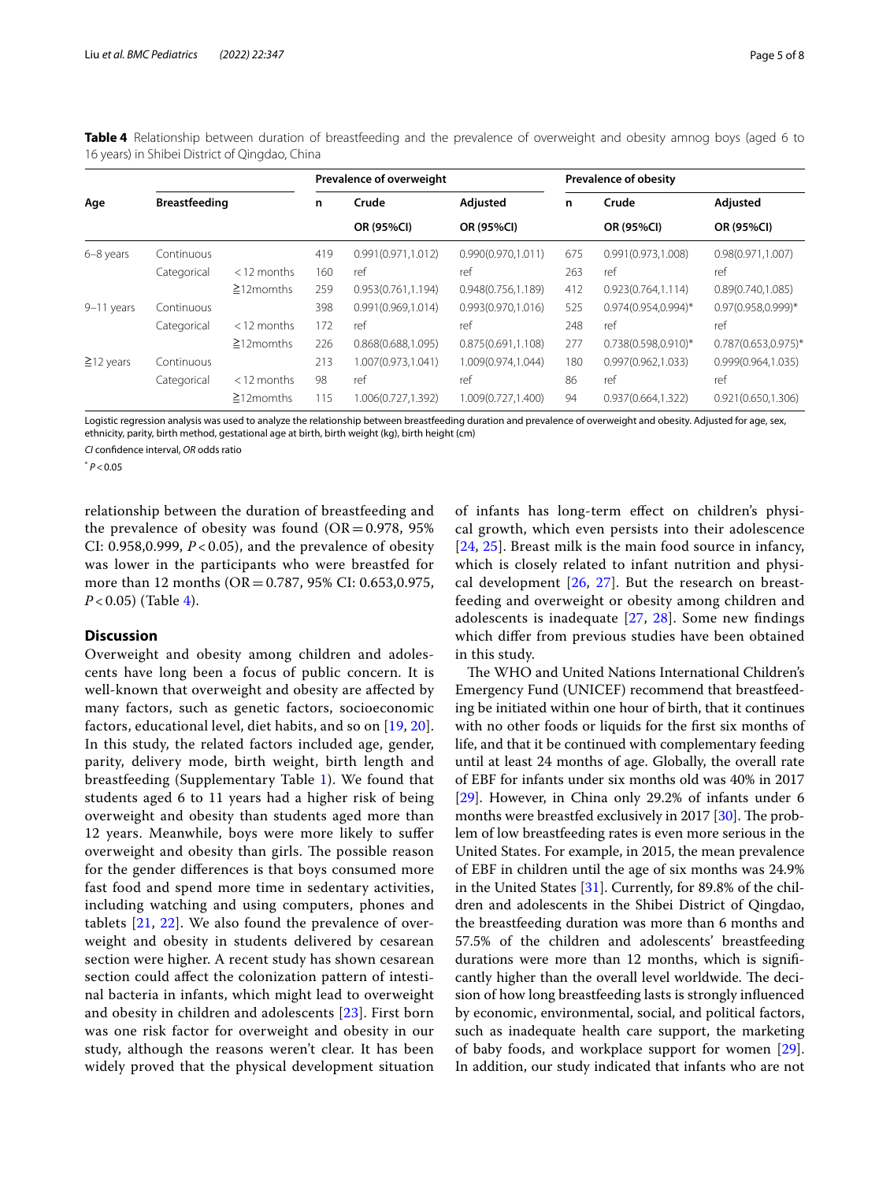**Table 4** Relationship between duration of breastfeeding and the prevalence of overweight and obesity amnog boys (aged 6 to 16 years) in Shibei District of Qingdao, China

| Age | Breastfeeding | | Prevalence of overweight | | | Prevalence of obesity | | |
|---|---|---|---|---|---|---|---|---|
| | | | n | Crude OR (95%CI) | Adjusted OR (95%CI) | n | Crude OR (95%CI) | Adjusted OR (95%CI) |
| 6–8 years | Continuous | | 419 | 0.991(0.971,1.012) | 0.990(0.970,1.011) | 675 | 0.991(0.973,1.008) | 0.98(0.971,1.007) |
| | Categorical | < 12 months | 160 | ref | ref | 263 | ref | ref |
| | | ≧12momths | 259 | 0.953(0.761,1.194) | 0.948(0.756,1.189) | 412 | 0.923(0.764,1.114) | 0.89(0.740,1.085) |
| 9–11 years | Continuous | | 398 | 0.991(0.969,1.014) | 0.993(0.970,1.016) | 525 | 0.974(0.954,0.994)* | 0.97(0.958,0.999)* |
| | Categorical | < 12 months | 172 | ref | ref | 248 | ref | ref |
| | | ≧12momths | 226 | 0.868(0.688,1.095) | 0.875(0.691,1.108) | 277 | 0.738(0.598,0.910)* | 0.787(0.653,0.975)* |
| ≧12 years | Continuous | | 213 | 1.007(0.973,1.041) | 1.009(0.974,1.044) | 180 | 0.997(0.962,1.033) | 0.999(0.964,1.035) |
| | Categorical | < 12 months | 98 | ref | ref | 86 | ref | ref |
| | | ≧12momths | 115 | 1.006(0.727,1.392) | 1.009(0.727,1.400) | 94 | 0.937(0.664,1.322) | 0.921(0.650,1.306) |

Logistic regression analysis was used to analyze the relationship between breastfeeding duration and prevalence of overweight and obesity. Adjusted for age, sex, ethnicity, parity, birth method, gestational age at birth, birth weight (kg), birth height (cm)

*CI* confidence interval, *OR* odds ratio

* $P < 0.05$

relationship between the duration of breastfeeding and the prevalence of obesity was found (OR = 0.978, 95% CI: 0.958,0.999, $P < 0.05$), and the prevalence of obesity was lower in the participants who were breastfed for more than 12 months (OR = 0.787, 95% CI: 0.653,0.975, $P < 0.05$) (Table 4).

## Discussion

Overweight and obesity among children and adolescents have long been a focus of public concern. It is well-known that overweight and obesity are affected by many factors, such as genetic factors, socioeconomic factors, educational level, diet habits, and so on [19, 20]. In this study, the related factors included age, gender, parity, delivery mode, birth weight, birth length and breastfeeding (Supplementary Table 1). We found that students aged 6 to 11 years had a higher risk of being overweight and obesity than students aged more than 12 years. Meanwhile, boys were more likely to suffer overweight and obesity than girls. The possible reason for the gender differences is that boys consumed more fast food and spend more time in sedentary activities, including watching and using computers, phones and tablets [21, 22]. We also found the prevalence of overweight and obesity in students delivered by cesarean section were higher. A recent study has shown cesarean section could affect the colonization pattern of intestinal bacteria in infants, which might lead to overweight and obesity in children and adolescents [23]. First born was one risk factor for overweight and obesity in our study, although the reasons weren't clear. It has been widely proved that the physical development situation of infants has long-term effect on children's physical growth, which even persists into their adolescence [24, 25]. Breast milk is the main food source in infancy, which is closely related to infant nutrition and physical development [26, 27]. But the research on breastfeeding and overweight or obesity among children and adolescents is inadequate [27, 28]. Some new findings which differ from previous studies have been obtained in this study.

The WHO and United Nations International Children's Emergency Fund (UNICEF) recommend that breastfeeding be initiated within one hour of birth, that it continues with no other foods or liquids for the first six months of life, and that it be continued with complementary feeding until at least 24 months of age. Globally, the overall rate of EBF for infants under six months old was 40% in 2017 [29]. However, in China only 29.2% of infants under 6 months were breastfed exclusively in 2017 [30]. The problem of low breastfeeding rates is even more serious in the United States. For example, in 2015, the mean prevalence of EBF in children until the age of six months was 24.9% in the United States [31]. Currently, for 89.8% of the children and adolescents in the Shibei District of Qingdao, the breastfeeding duration was more than 6 months and 57.5% of the children and adolescents' breastfeeding durations were more than 12 months, which is significantly higher than the overall level worldwide. The decision of how long breastfeeding lasts is strongly influenced by economic, environmental, social, and political factors, such as inadequate health care support, the marketing of baby foods, and workplace support for women [29]. In addition, our study indicated that infants who are not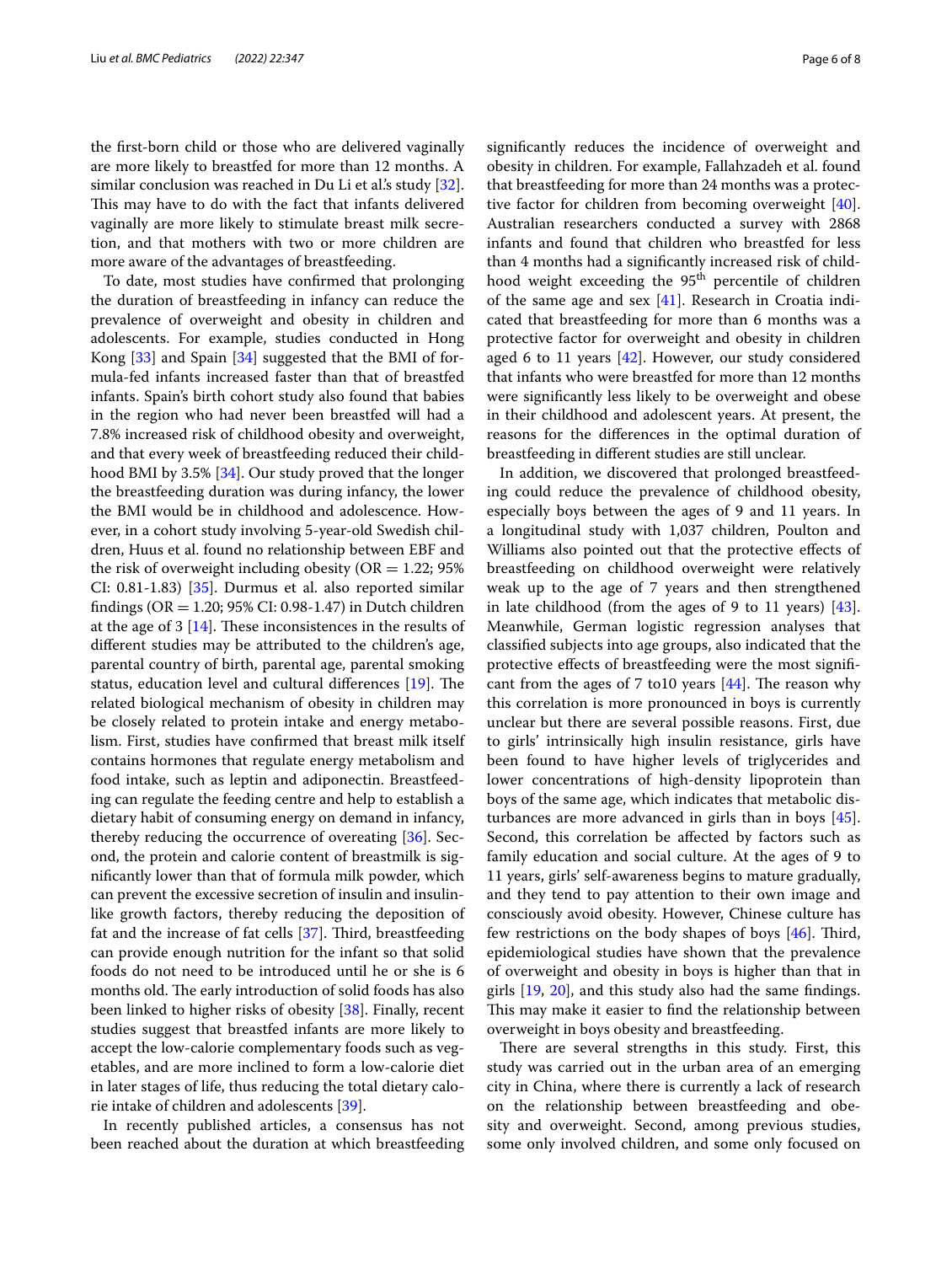the first-born child or those who are delivered vaginally are more likely to breastfed for more than 12 months. A similar conclusion was reached in Du Li et al.'s study [32]. This may have to do with the fact that infants delivered vaginally are more likely to stimulate breast milk secretion, and that mothers with two or more children are more aware of the advantages of breastfeeding.

To date, most studies have confirmed that prolonging the duration of breastfeeding in infancy can reduce the prevalence of overweight and obesity in children and adolescents. For example, studies conducted in Hong Kong [33] and Spain [34] suggested that the BMI of formula-fed infants increased faster than that of breastfed infants. Spain's birth cohort study also found that babies in the region who had never been breastfed will had a 7.8% increased risk of childhood obesity and overweight, and that every week of breastfeeding reduced their childhood BMI by 3.5% [34]. Our study proved that the longer the breastfeeding duration was during infancy, the lower the BMI would be in childhood and adolescence. However, in a cohort study involving 5-year-old Swedish children, Huus et al. found no relationship between EBF and the risk of overweight including obesity (OR = 1.22; 95% CI: 0.81-1.83) [35]. Durmus et al. also reported similar findings (OR = 1.20; 95% CI: 0.98-1.47) in Dutch children at the age of 3 [14]. These inconsistences in the results of different studies may be attributed to the children's age, parental country of birth, parental age, parental smoking status, education level and cultural differences [19]. The related biological mechanism of obesity in children may be closely related to protein intake and energy metabolism. First, studies have confirmed that breast milk itself contains hormones that regulate energy metabolism and food intake, such as leptin and adiponectin. Breastfeeding can regulate the feeding centre and help to establish a dietary habit of consuming energy on demand in infancy, thereby reducing the occurrence of overeating [36]. Second, the protein and calorie content of breastmilk is significantly lower than that of formula milk powder, which can prevent the excessive secretion of insulin and insulin-like growth factors, thereby reducing the deposition of fat and the increase of fat cells [37]. Third, breastfeeding can provide enough nutrition for the infant so that solid foods do not need to be introduced until he or she is 6 months old. The early introduction of solid foods has also been linked to higher risks of obesity [38]. Finally, recent studies suggest that breastfed infants are more likely to accept the low-calorie complementary foods such as vegetables, and are more inclined to form a low-calorie diet in later stages of life, thus reducing the total dietary calorie intake of children and adolescents [39].

In recently published articles, a consensus has not been reached about the duration at which breastfeeding significantly reduces the incidence of overweight and obesity in children. For example, Fallahzadeh et al. found that breastfeeding for more than 24 months was a protective factor for children from becoming overweight [40]. Australian researchers conducted a survey with 2868 infants and found that children who breastfed for less than 4 months had a significantly increased risk of childhood weight exceeding the 95$^{th}$ percentile of children of the same age and sex [41]. Research in Croatia indicated that breastfeeding for more than 6 months was a protective factor for overweight and obesity in children aged 6 to 11 years [42]. However, our study considered that infants who were breastfed for more than 12 months were significantly less likely to be overweight and obese in their childhood and adolescent years. At present, the reasons for the differences in the optimal duration of breastfeeding in different studies are still unclear.

In addition, we discovered that prolonged breastfeeding could reduce the prevalence of childhood obesity, especially boys between the ages of 9 and 11 years. In a longitudinal study with 1,037 children, Poulton and Williams also pointed out that the protective effects of breastfeeding on childhood overweight were relatively weak up to the age of 7 years and then strengthened in late childhood (from the ages of 9 to 11 years) [43]. Meanwhile, German logistic regression analyses that classified subjects into age groups, also indicated that the protective effects of breastfeeding were the most significant from the ages of 7 to10 years [44]. The reason why this correlation is more pronounced in boys is currently unclear but there are several possible reasons. First, due to girls' intrinsically high insulin resistance, girls have been found to have higher levels of triglycerides and lower concentrations of high-density lipoprotein than boys of the same age, which indicates that metabolic disturbances are more advanced in girls than in boys [45]. Second, this correlation be affected by factors such as family education and social culture. At the ages of 9 to 11 years, girls' self-awareness begins to mature gradually, and they tend to pay attention to their own image and consciously avoid obesity. However, Chinese culture has few restrictions on the body shapes of boys [46]. Third, epidemiological studies have shown that the prevalence of overweight and obesity in boys is higher than that in girls [19, 20], and this study also had the same findings. This may make it easier to find the relationship between overweight in boys obesity and breastfeeding.

There are several strengths in this study. First, this study was carried out in the urban area of an emerging city in China, where there is currently a lack of research on the relationship between breastfeeding and obesity and overweight. Second, among previous studies, some only involved children, and some only focused on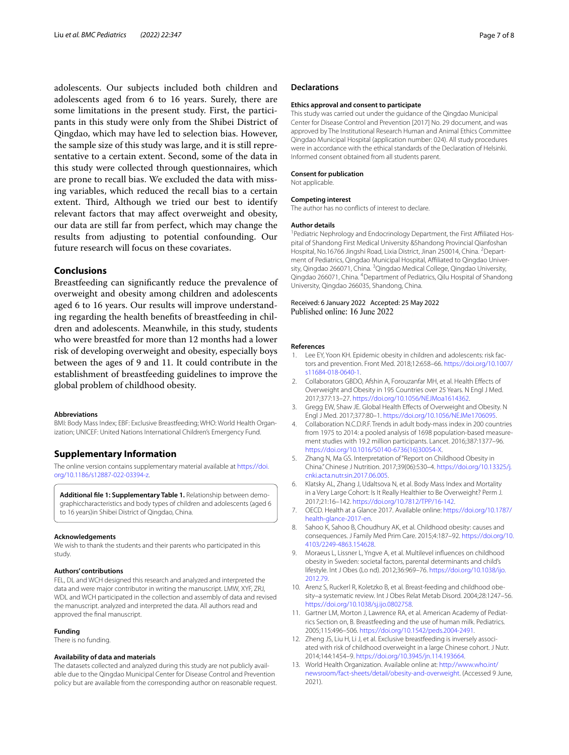adolescents. Our subjects included both children and adolescents aged from 6 to 16 years. Surely, there are some limitations in the present study. First, the participants in this study were only from the Shibei District of Qingdao, which may have led to selection bias. However, the sample size of this study was large, and it is still representative to a certain extent. Second, some of the data in this study were collected through questionnaires, which are prone to recall bias. We excluded the data with missing variables, which reduced the recall bias to a certain extent. Third, Although we tried our best to identify relevant factors that may affect overweight and obesity, our data are still far from perfect, which may change the results from adjusting to potential confounding. Our future research will focus on these covariates.

## Conclusions

Breastfeeding can significantly reduce the prevalence of overweight and obesity among children and adolescents aged 6 to 16 years. Our results will improve understanding regarding the health benefits of breastfeeding in children and adolescents. Meanwhile, in this study, students who were breastfed for more than 12 months had a lower risk of developing overweight and obesity, especially boys between the ages of 9 and 11. It could contribute in the establishment of breastfeeding guidelines to improve the global problem of childhood obesity.

#### Abbreviations

BMI: Body Mass Index; EBF: Exclusive Breastfeeding; WHO: World Health Organization; UNICEF: United Nations International Children's Emergency Fund.

## Supplementary Information

The online version contains supplementary material available at https://doi.org/10.1186/s12887-022-03394-z.

**Additional file 1: Supplementary Table 1.** Relationship between demographiccharacteristics and body types of children and adolescents (aged 6 to 16 years)in Shibei District of Qingdao, China.

#### Acknowledgements

We wish to thank the students and their parents who participated in this study.

#### Authors' contributions

FEL, DL and WCH designed this research and analyzed and interpreted the data and were major contributor in writing the manuscript. LMW, XYF, ZRJ, WDL and WCH participated in the collection and assembly of data and revised the manuscript. analyzed and interpreted the data. All authors read and approved the final manuscript.

#### Funding

There is no funding.

#### Availability of data and materials

The datasets collected and analyzed during this study are not publicly available due to the Qingdao Municipal Center for Disease Control and Prevention policy but are available from the corresponding author on reasonable request.

## Declarations

#### Ethics approval and consent to participate

This study was carried out under the guidance of the Qingdao Municipal Center for Disease Control and Prevention [2017] No. 29 document, and was approved by The Institutional Research Human and Animal Ethics Committee Qingdao Municipal Hospital (application number: 024). All study procedures were in accordance with the ethical standards of the Declaration of Helsinki. Informed consent obtained from all students parent.

#### Consent for publication

Not applicable.

#### Competing interest

The author has no conflicts of interest to declare.

#### Author details

[1]Pediatric Nephrology and Endocrinology Department, the First Affiliated Hospital of Shandong First Medical University &Shandong Provincial Qianfoshan Hospital, No.16766 Jingshi Road, Lixia District, Jinan 250014, China. [2]Department of Pediatrics, Qingdao Municipal Hospital, Affiliated to Qingdao University, Qingdao 266071, China. [3]Qingdao Medical College, Qingdao University, Qingdao 266071, China. [4]Department of Pediatrics, Qilu Hospital of Shandong University, Qingdao 266035, Shandong, China.

Received: 6 January 2022 Accepted: 25 May 2022
Published online: 16 June 2022

#### References

1. Lee EY, Yoon KH. Epidemic obesity in children and adolescents: risk factors and prevention. Front Med. 2018;12:658–66. https://doi.org/10.1007/s11684-018-0640-1.
2. Collaborators GBDO, Afshin A, Forouzanfar MH, et al. Health Effects of Overweight and Obesity in 195 Countries over 25 Years. N Engl J Med. 2017;377:13–27. https://doi.org/10.1056/NEJMoa1614362.
3. Gregg EW, Shaw JE. Global Health Effects of Overweight and Obesity. N Engl J Med. 2017;377:80–1. https://doi.org/10.1056/NEJMe1706095.
4. Collaboration N.C.D.R.F. Trends in adult body-mass index in 200 countries from 1975 to 2014: a pooled analysis of 1698 population-based measurement studies with 19.2 million participants. Lancet. 2016;387:1377–96. https://doi.org/10.1016/S0140-6736(16)30054-X.
5. Zhang N, Ma GS. Interpretation of "Report on Childhood Obesity in China." Chinese J Nutrition. 2017;39(06):530–4. https://doi.org/10.13325/j.cnki.acta.nutr.sin.2017.06.005.
6. Klatsky AL, Zhang J, Udaltsova N, et al. Body Mass Index and Mortality in a Very Large Cohort: Is It Really Healthier to Be Overweight? Perm J. 2017;21:16–142. https://doi.org/10.7812/TPP/16-142.
7. OECD. Health at a Glance 2017. Available online: https://doi.org/10.1787/health-glance-2017-en.
8. Sahoo K, Sahoo B, Choudhury AK, et al. Childhood obesity: causes and consequences. J Family Med Prim Care. 2015;4:187–92. https://doi.org/10.4103/2249-4863.154628.
9. Moraeus L, Lissner L, Yngve A, et al. Multilevel influences on childhood obesity in Sweden: societal factors, parental determinants and child's lifestyle. Int J Obes (Lo nd). 2012;36:969–76. https://doi.org/10.1038/ijo.2012.79.
10. Arenz S, Ruckerl R, Koletzko B, et al. Breast-feeding and childhood obesity–a systematic review. Int J Obes Relat Metab Disord. 2004;28:1247–56. https://doi.org/10.1038/sj.ijo.0802758.
11. Gartner LM, Morton J, Lawrence RA, et al. American Academy of Pediatrics Section on, B. Breastfeeding and the use of human milk. Pediatrics. 2005;115:496–506. https://doi.org/10.1542/peds.2004-2491.
12. Zheng JS, Liu H, Li J, et al. Exclusive breastfeeding is inversely associated with risk of childhood overweight in a large Chinese cohort. J Nutr. 2014;144:1454–9. https://doi.org/10.3945/jn.114.193664.
13. World Health Organization. Available online at: http://www.who.int/newsroom/fact-sheets/detail/obesity-and-overweight. (Accessed 9 June, 2021).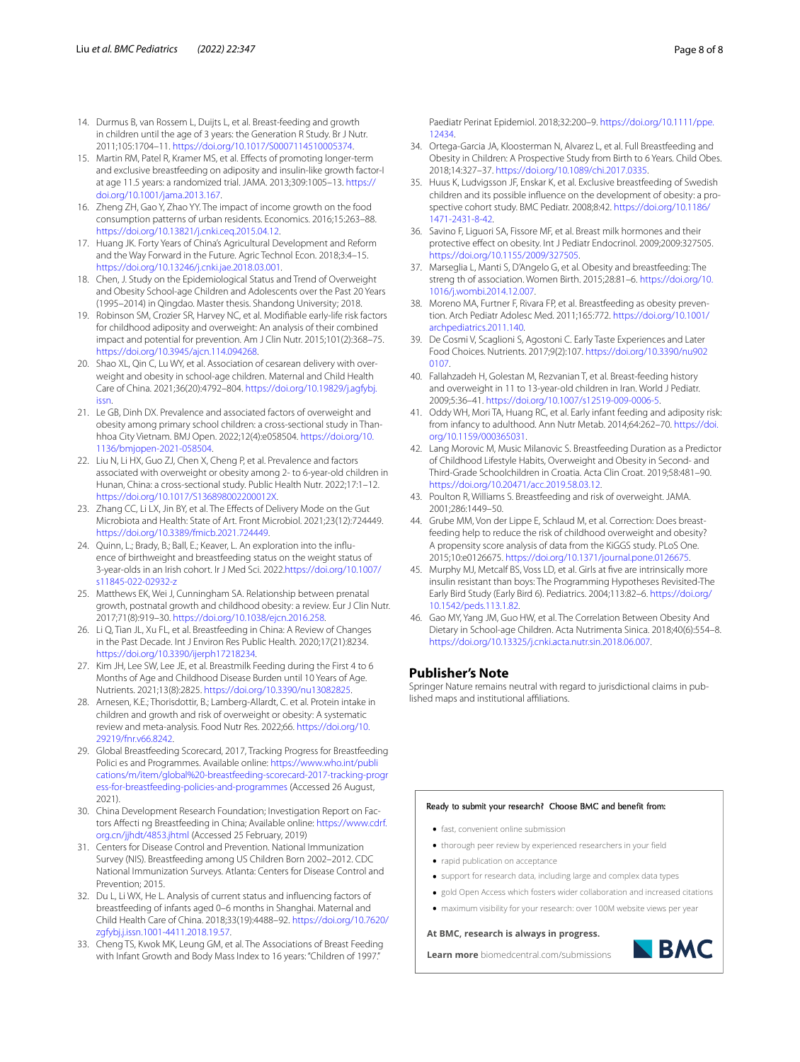14. Durmus B, van Rossem L, Duijts L, et al. Breast-feeding and growth in children until the age of 3 years: the Generation R Study. Br J Nutr. 2011;105:1704–11. https://doi.org/10.1017/S0007114510005374.
15. Martin RM, Patel R, Kramer MS, et al. Effects of promoting longer-term and exclusive breastfeeding on adiposity and insulin-like growth factor-I at age 11.5 years: a randomized trial. JAMA. 2013;309:1005–13. https://doi.org/10.1001/jama.2013.167.
16. Zheng ZH, Gao Y, Zhao YY. The impact of income growth on the food consumption patterns of urban residents. Economics. 2016;15:263–88. https://doi.org/10.13821/j.cnki.ceq.2015.04.12.
17. Huang JK. Forty Years of China's Agricultural Development and Reform and the Way Forward in the Future. Agric Technol Econ. 2018;3:4–15. https://doi.org/10.13246/j.cnki.jae.2018.03.001.
18. Chen, J. Study on the Epidemiological Status and Trend of Overweight and Obesity School-age Children and Adolescents over the Past 20 Years (1995–2014) in Qingdao. Master thesis. Shandong University; 2018.
19. Robinson SM, Crozier SR, Harvey NC, et al. Modifiable early-life risk factors for childhood adiposity and overweight: An analysis of their combined impact and potential for prevention. Am J Clin Nutr. 2015;101(2):368–75. https://doi.org/10.3945/ajcn.114.094268.
20. Shao XL, Qin C, Lu WY, et al. Association of cesarean delivery with overweight and obesity in school-age children. Maternal and Child Health Care of China. 2021;36(20):4792–804. https://doi.org/10.19829/j.agfybj.issn.
21. Le GB, Dinh DX. Prevalence and associated factors of overweight and obesity among primary school children: a cross-sectional study in Thanhhoa City Vietnam. BMJ Open. 2022;12(4):e058504. https://doi.org/10.1136/bmjopen-2021-058504.
22. Liu N, Li HX, Guo ZJ, Chen X, Cheng P, et al. Prevalence and factors associated with overweight or obesity among 2- to 6-year-old children in Hunan, China: a cross-sectional study. Public Health Nutr. 2022;17:1–12. https://doi.org/10.1017/S136898002200012X.
23. Zhang CC, Li LX, Jin BY, et al. The Effects of Delivery Mode on the Gut Microbiota and Health: State of Art. Front Microbiol. 2021;23(12):724449. https://doi.org/10.3389/fmicb.2021.724449.
24. Quinn, L.; Brady, B.; Ball, E.; Keaver, L. An exploration into the influence of birthweight and breastfeeding status on the weight status of 3-year-olds in an Irish cohort. Ir J Med Sci. 2022.https://doi.org/10.1007/s11845-022-02932-z
25. Matthews EK, Wei J, Cunningham SA. Relationship between prenatal growth, postnatal growth and childhood obesity: a review. Eur J Clin Nutr. 2017;71(8):919–30. https://doi.org/10.1038/ejcn.2016.258.
26. Li Q, Tian JL, Xu FL, et al. Breastfeeding in China: A Review of Changes in the Past Decade. Int J Environ Res Public Health. 2020;17(21):8234. https://doi.org/10.3390/ijerph17218234.
27. Kim JH, Lee SW, Lee JE, et al. Breastmilk Feeding during the First 4 to 6 Months of Age and Childhood Disease Burden until 10 Years of Age. Nutrients. 2021;13(8):2825. https://doi.org/10.3390/nu13082825.
28. Arnesen, K.E.; Thorisdottir, B.; Lamberg-Allardt, C. et al. Protein intake in children and growth and risk of overweight or obesity: A systematic review and meta-analysis. Food Nutr Res. 2022;66. https://doi.org/10.29219/fnr.v66.8242.
29. Global Breastfeeding Scorecard, 2017, Tracking Progress for Breastfeeding Polici es and Programmes. Available online: https://www.who.int/publications/m/item/global%20-breastfeeding-scorecard-2017-tracking-progress-for-breastfeeding-policies-and-programmes (Accessed 26 August, 2021).
30. China Development Research Foundation; Investigation Report on Factors Affecti ng Breastfeeding in China; Available online: https://www.cdrf.org.cn/jjhdt/4853.jhtml (Accessed 25 February, 2019)
31. Centers for Disease Control and Prevention. National Immunization Survey (NIS). Breastfeeding among US Children Born 2002–2012. CDC National Immunization Surveys. Atlanta: Centers for Disease Control and Prevention; 2015.
32. Du L, Li WX, He L. Analysis of current status and influencing factors of breastfeeding of infants aged 0–6 months in Shanghai. Maternal and Child Health Care of China. 2018;33(19):4488–92. https://doi.org/10.7620/zgfybj.j.issn.1001-4411.2018.19.57.
33. Cheng TS, Kwok MK, Leung GM, et al. The Associations of Breast Feeding with Infant Growth and Body Mass Index to 16 years: "Children of 1997." Paediatr Perinat Epidemiol. 2018;32:200–9. https://doi.org/10.1111/ppe.12434.
34. Ortega-Garcia JA, Kloosterman N, Alvarez L, et al. Full Breastfeeding and Obesity in Children: A Prospective Study from Birth to 6 Years. Child Obes. 2018;14:327–37. https://doi.org/10.1089/chi.2017.0335.
35. Huus K, Ludvigsson JF, Enskar K, et al. Exclusive breastfeeding of Swedish children and its possible influence on the development of obesity: a prospective cohort study. BMC Pediatr. 2008;8:42. https://doi.org/10.1186/1471-2431-8-42.
36. Savino F, Liguori SA, Fissore MF, et al. Breast milk hormones and their protective effect on obesity. Int J Pediatr Endocrinol. 2009;2009:327505. https://doi.org/10.1155/2009/327505.
37. Marseglia L, Manti S, D'Angelo G, et al. Obesity and breastfeeding: The streng th of association. Women Birth. 2015;28:81–6. https://doi.org/10.1016/j.wombi.2014.12.007.
38. Moreno MA, Furtner F, Rivara FP, et al. Breastfeeding as obesity prevention. Arch Pediatr Adolesc Med. 2011;165:772. https://doi.org/10.1001/archpediatrics.2011.140.
39. De Cosmi V, Scaglioni S, Agostoni C. Early Taste Experiences and Later Food Choices. Nutrients. 2017;9(2):107. https://doi.org/10.3390/nu9020107.
40. Fallahzadeh H, Golestan M, Rezvanian T, et al. Breast-feeding history and overweight in 11 to 13-year-old children in Iran. World J Pediatr. 2009;5:36–41. https://doi.org/10.1007/s12519-009-0006-5.
41. Oddy WH, Mori TA, Huang RC, et al. Early infant feeding and adiposity risk: from infancy to adulthood. Ann Nutr Metab. 2014;64:262–70. https://doi.org/10.1159/000365031.
42. Lang Morovic M, Music Milanovic S. Breastfeeding Duration as a Predictor of Childhood Lifestyle Habits, Overweight and Obesity in Second- and Third-Grade Schoolchildren in Croatia. Acta Clin Croat. 2019;58:481–90. https://doi.org/10.20471/acc.2019.58.03.12.
43. Poulton R, Williams S. Breastfeeding and risk of overweight. JAMA. 2001;286:1449–50.
44. Grube MM, Von der Lippe E, Schlaud M, et al. Correction: Does breastfeeding help to reduce the risk of childhood overweight and obesity? A propensity score analysis of data from the KiGGS study. PLoS One. 2015;10:e0126675. https://doi.org/10.1371/journal.pone.0126675.
45. Murphy MJ, Metcalf BS, Voss LD, et al. Girls at five are intrinsically more insulin resistant than boys: The Programming Hypotheses Revisited-The Early Bird Study (Early Bird 6). Pediatrics. 2004;113:82–6. https://doi.org/10.1542/peds.113.1.82.
46. Gao MY, Yang JM, Guo HW, et al. The Correlation Between Obesity And Dietary in School-age Children. Acta Nutrimenta Sinica. 2018;40(6):554–8. https://doi.org/10.13325/j.cnki.acta.nutr.sin.2018.06.007.

## Publisher's Note

Springer Nature remains neutral with regard to jurisdictional claims in published maps and institutional affiliations.

Ready to submit your research? Choose BMC and benefit from:

- fast, convenient online submission
- thorough peer review by experienced researchers in your field
- rapid publication on acceptance
- support for research data, including large and complex data types
- gold Open Access which fosters wider collaboration and increased citations
- maximum visibility for your research: over 100M website views per year

**At BMC, research is always in progress.**

**Learn more** biomedcentral.com/submissions

BMC